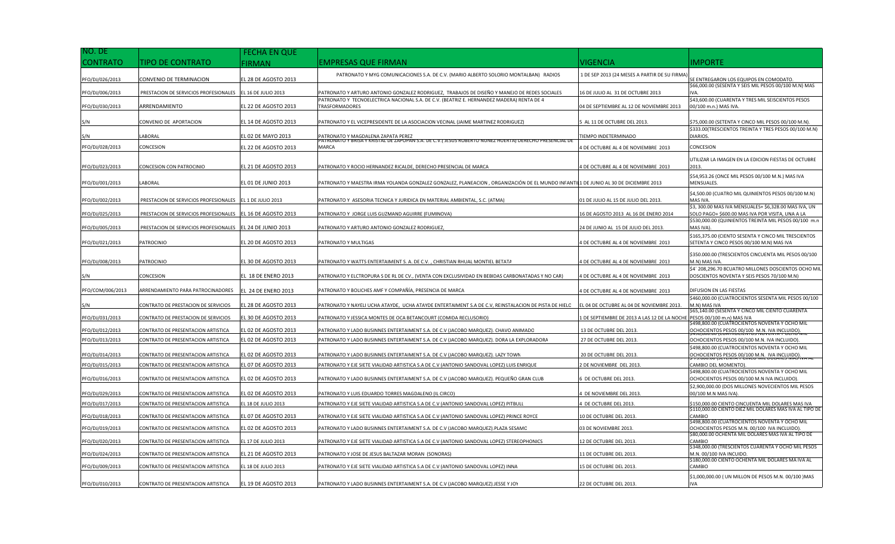| NO. DE CONTRATO | TIPO DE CONTRATO | FECHA EN QUE FIRMAN | EMPRESAS QUE FIRMAN | VIGENCIA | IMPORTE |
|---|---|---|---|---|---|
| PFO/DJ/026/2013 | CONVENIO DE TERMINACION | EL 28 DE AGOSTO 2013 | PATRONATO Y MYG COMUNICACIONES S.A. DE C.V. (MARIO ALBERTO SOLORIO MONTALBAN) RADIOS | 1 DE SEP 2013 (24 MESES A PARTIR DE SU FIRMA) | SE ENTREGARON LOS EQUIPOS EN COMODATO. |
| PFO/DJ/006/2013 | PRESTACION DE SERVICIOS PROFESIONALES | EL 16 DE JULIO 2013 | PATRONATO Y ARTURO ANTONIO GONZALEZ RODRIGUEZ, TRABAJOS DE DISEÑO Y MANEJO DE REDES SOCIALES | 16 DE JULIO AL 31 DE OCTUBRE 2013 | $66,000.00 (SESENTA Y SEIS MIL PESOS 00/100 M.N) MAS IVA. |
| PFO/DJ/030/2013 | ARRENDAMIENTO | EL 22 DE AGOSTO 2013 | PATRONATO Y TECNOELECTRICA NACIONAL S.A. DE C.V. (BEATRIZ E. HERNANDEZ MADERA) RENTA DE 4 TRASFORMADORES | 04 DE SEPTIEMBRE AL 12 DE NOVIEMBRE 2013 | $43,600.00 (CUARENTA Y TRES MIL SEISCIENTOS PESOS 00/100 m.n.) MAS IVA. |
| S/N | CONVENIO DE APORTACION | EL 14 DE AGOSTO 2013 | PATRONATO Y EL VICEPRESIDENTE DE LA ASOCIACION VECINAL (JAIME MARTINEZ RODRIGUEZ) | 5 AL 11 DE OCTUBRE DEL 2013. | $75,000.00 (SETENTA Y CINCO MIL PESOS 00/100 M.N). |
| S/N | LABORAL | EL 02 DE MAYO 2013 | PATRONATO Y MAGDALENA ZAPATA PEREZ | TIEMPO INDETERMINADO | $333.00(TRESCIENTOS TREINTA Y TRES PESOS 00/100 M.N) DIARIOS. |
| PFO/DJ/028/2013 | CONCESION | EL 22 DE AGOSTO 2013 | PATRONATO Y BRISA Y KRISTAL DE ZAPOPAN S.A. DE C.V.( JESUS ROBERTO NUÑEZ HUERTA) DERECHO PRESENCIAL DE MARCA | 4 DE OCTUBRE AL 4 DE NOVIEMBRE 2013 | CONCESION |
| PFO/DJ/023/2013 | CONCESION CON PATROCINIO | EL 21 DE AGOSTO 2013 | PATRONATO Y ROCIO HERNANDEZ RICALDE, DERECHO PRESENCIAL DE MARCA | 4 DE OCTUBRE AL 4 DE NOVIEMBRE 2013 | UTILIZAR LA IMAGEN EN LA EDICION FIESTAS DE OCTUBRE 2013. |
| PFO/DJ/001/2013 | LABORAL | EL 01 DE JUNIO 2013 | PATRONATO Y MAESTRA IRMA YOLANDA GONZALEZ GONZALEZ, PLANEACION , ORGANIZACIÓN DE EL MUNDO INFANTIL | 1 DE JUNIO AL 30 DE DICIEMBRE 2013 | $54,953.26 (ONCE MIL PESOS 00/100 M.N.) MAS IVA MENSUALES. |
| PFO/DJ/002/2013 | PRESTACION DE SERVICIOS PROFESIONALES | EL 1 DE JULIO 2013 | PATRONATO Y ASESORIA TECNICA Y JURIDICA EN MATERIAL AMBIENTAL, S.C. (ATMA) | 01 DE JULIO AL 15 DE JULIO DEL 2013. | $4,500.00 (CUATRO MIL QUINIENTOS PESOS 00/100 M.N) MAS IVA. |
| PFO/DJ/025/2013 | PRESTACION DE SERVICIOS PROFESIONALES | EL 16 DE AGOSTO 2013 | PATRONATO Y JORGE LUIS GUZMAND AGUIRRE (FUMINOVA) | 16 DE AGOSTO 2013 AL 16 DE ENERO 2014 | $3, 300.00 MAS IVA MENSUALES+ $6,328.00 MAS IVA, UN SOLO PAGO+ $600.00 MAS IVA POR VISITA, UNA A LA |
| PFO/DJ/005/2013 | PRESTACION DE SERVICIOS PROFESIONALES | EL 24 DE JUNIO 2013 | PATRONATO Y ARTURO ANTONIO GONZALEZ RODRIGUEZ, | 24 DE JUNIO AL 15 DE JULIO DEL 2013. | $530,000.00 (QUINIENTOS TREINTA MIL PESOS 00/100 m.n MAS IVA). |
| PFO/DJ/021/2013 | PATROCINIO | EL 20 DE AGOSTO 2013 | PATRONATO Y MULTIGAS | 4 DE OCTUBRE AL 4 DE NOVIEMBRE 2013 | $165,375.00 (CIENTO SESENTA Y CINCO MIL TRESCIENTOS SETENTA Y CINCO PESOS 00/100 M.N) MAS IVA |
| PFO/DJ/008/2013 | PATROCINIO | EL 30 DE AGOSTO 2013 | PATRONATO Y WATTS ENTERTAIMENT S. A. DE C.V. , CHRISTIAN RHUAL MONTIEL BETATA | 4 DE OCTUBRE AL 4 DE NOVIEMBRE 2013 | $350,000.00 (TRESCIENTOS CINCUENTA MIL PESOS 00/100 M.N) MAS IVA. |
| S/N | CONCESION | EL 18 DE ENERO 2013 | PATRONATO Y ELCTROPURA S DE RL DE CV., (VENTA CON EXCLUSIVIDAD EN BEBIDAS CARBONATADAS Y NO CAR) | 4 DE OCTUBRE AL 4 DE NOVIEMBRE 2013 | $4`208,296.70 8CUATRO MILLONES DOSCIENTOS OCHO MIL DOSCIENTOS NOVENTA Y SEIS PESOS 70/100 M.N) |
| PFO/COM/006/2013 | ARRENDAMIENTO PARA PATROCINADORES | EL 24 DE ENERO 2013 | PATRONATO Y BOLICHES AMF Y COMPAÑÍA, PRESENCIA DE MARCA | 4 DE OCTUBRE AL 4 DE NOVIEMBRE 2013 | DIFUSION EN LAS FIESTAS |
| S/N | CONTRATO DE PRESTACION DE SERVICIOS | EL 28 DE AGOSTO 2013 | PATRONATO Y NAYELI UCHA ATAYDE, UCHA ATAYDE ENTERTAIMENT S.A DE C.V, REINSTALACION DE PISTA DE HIELO | EL 04 DE OCTUBRE AL 04 DE NOVIEMBRE 2013. | $460,000.00 (CUATROCIENTOS SESENTA MIL PESOS 00/100 M.N) MAS IVA |
| PFO/DJ/031/2013 | CONTRATO DE PRESTACION DE SERVICIOS | EL 30 DE AGOSTO 2013 | PATRONATO Y JESSICA MONTES DE OCA BETANCOURT (COMIDA RECLUSORIO) | 1 DE SEPTIEMBRE DE 2013 A LAS 12 DE LA NOCHE | $65,140.00 (SESENTA Y CINCO MIL CIENTO CUARENTA PESOS 00/100 m.n) MAS IVA. |
| PFO/DJ/012/2013 | CONTRATO DE PRESENTACION ARTISTICA | EL 02 DE AGOSTO 2013 | PATRONATO Y LADO BUSINNES ENTERTAIMENT S.A. DE C.V (JACOBO MARQUEZ). CHAVO ANIMADO | 13 DE OCTUBRE DEL 2013. | $498,800.00 (CUATROCIENTOS NOVENTA Y OCHO MIL OCHOCIENTOS PESOS 00/100 M.N. IVA INCLUIDO). |
| PFO/DJ/013/2013 | CONTRATO DE PRESENTACION ARTISTICA | EL 02 DE AGOSTO 2013 | PATRONATO Y LADO BUSINNES ENTERTAIMENT S.A. DE C.V (JACOBO MARQUEZ). DORA LA EXPLORADORA | 27 DE OCTUBRE DEL 2013. | OCHOCIENTOS PESOS 00/100 M.N. IVA INCLUIDO). |
| PFO/DJ/014/2013 | CONTRATO DE PRESENTACION ARTISTICA | EL 02 DE AGOSTO 2013 | PATRONATO Y LADO BUSINNES ENTERTAIMENT S.A. DE C.V (JACOBO MARQUEZ). LAZY TOWN | 20 DE OCTUBRE DEL 2013. | $498,800.00 (CUATROCIENTOS NOVENTA Y OCHO MIL OCHOCIENTOS PESOS 00/100 M.N. IVA INCLUIDO). |
| PFO/DJ/015/2013 | CONTRATO DE PRESENTACION ARTISTICA | EL 07 DE AGOSTO 2013 | PATRONATO Y EJE SIETE VIALIDAD ARTISTICA S.A DE C.V (ANTONIO SANDOVAL LOPEZ) LUIS ENRIQUE | 2 DE NOVIEMBRE DEL 2013. | CAMBIO DEL MOMENTO). |
| PFO/DJ/016/2013 | CONTRATO DE PRESENTACION ARTISTICA | EL 02 DE AGOSTO 2013 | PATRONATO Y LADO BUSINNES ENTERTAIMENT S.A. DE C.V (JACOBO MARQUEZ). PEQUEÑO GRAN CLUB | 6 DE OCTUBRE DEL 2013. | $498,800.00 (CUATROCIENTOS NOVENTA Y OCHO MIL OCHOCIENTOS PESOS 00/100 M.N IVA INCLUIDO). |
| PFO/DJ/029/2013 | CONTRATO DE PRESENTACION ARTISTICA | EL 02 DE AGOSTO 2013 | PATRONATO Y LUIS EDUARDO TORRES MAGDALENO (IL CIRCO) | 4 DE NOVIEMBRE DEL 2013. | $2,900,000.00 (DOS MILLONES NOVECIENTOS MIL PESOS 00/100 M.N MAS IVA). |
| PFO/DJ/017/2013 | CONTRATO DE PRESENTACION ARTISTICA | EL 18 DE JULIO 2013 | PATRONATO Y EJE SIETE VIALIDAD ARTISTICA S.A DE C.V (ANTONIO SANDOVAL LOPEZ) PITBULL | 4 DE OCTUBRE DEL 2013. | $150,000.00 CIENTO CINCUENTA MIL DOLARES MAS IVA |
| PFO/DJ/018/2013 | CONTRATO DE PRESENTACION ARTISTICA | EL 07 DE AGOSTO 2013 | PATRONATO Y EJE SIETE VIALIDAD ARTISTICA S.A DE C.V (ANTONIO SANDOVAL LOPEZ) PRINCE ROYCE | 10 DE OCTUBRE DEL 2013. | $110,000.00 CIENTO DIEZ MIL DOLARES MAS IVA AL TIPO DE CAMBIO |
| PFO/DJ/019/2013 | CONTRATO DE PRESENTACION ARTISTICA | EL 02 DE AGOSTO 2013 | PATRONATO Y LADO BUSINNES ENTERTAIMENT S.A. DE C.V (JACOBO MARQUEZ).PLAZA SESAMO | 03 DE NOVIEMBRE 2013. | $498,800.00 (CUATROCIENTOS NOVENTA Y OCHO MIL OCHOCIENTOS PESOS M.N. 00/100 IVA INCLUIDO). |
| PFO/DJ/020/2013 | CONTRATO DE PRESENTACION ARTISTICA | EL 17 DE JULIO 2013 | PATRONATO Y EJE SIETE VIALIDAD ARTISTICA S.A DE C.V (ANTONIO SANDOVAL LOPEZ) STEREOPHONICS | 12 DE OCTUBRE DEL 2013. | $80,000.00 OCHENTA MIL DOLARES MAS IVA AL TIPO DE CAMBIO |
| PFO/DJ/024/2013 | CONTRATO DE PRESENTACION ARTISTICA | EL 21 DE AGOSTO 2013 | PATRONATO Y JOSE DE JESUS BALTAZAR MORAN (SONORAS) | 11 DE OCTUBRE DEL 2013. | $348,000.00 (TRESCIENTOS CUARENTA Y OCHO MIL PESOS M.N. 00/100 IVA INCUIDO. |
| PFO/DJ/009/2013 | CONTRATO DE PRESENTACION ARTISTICA | EL 18 DE JULIO 2013 | PATRONATO Y EJE SIETE VIALIDAD ARTISTICA S.A DE C.V (ANTONIO SANDOVAL LOPEZ) INNA | 15 DE OCTUBRE DEL 2013. | $180,000.00 CIENTO OCHENTA MIL DOLARES MA IVA AL CAMBIO |
| PFO/DJ/010/2013 | CONTRATO DE PRESENTACION ARTISTICA | EL 19 DE AGOSTO 2013 | PATRONATO Y LADO BUSINNES ENTERTAIMENT S.A. DE C.V (JACOBO MARQUEZ).JESSE Y JOY | 22 DE OCTUBRE DEL 2013. | $1,000,000.00 ( UN MILLON DE PESOS M.N. 00/100 )MAS IVA |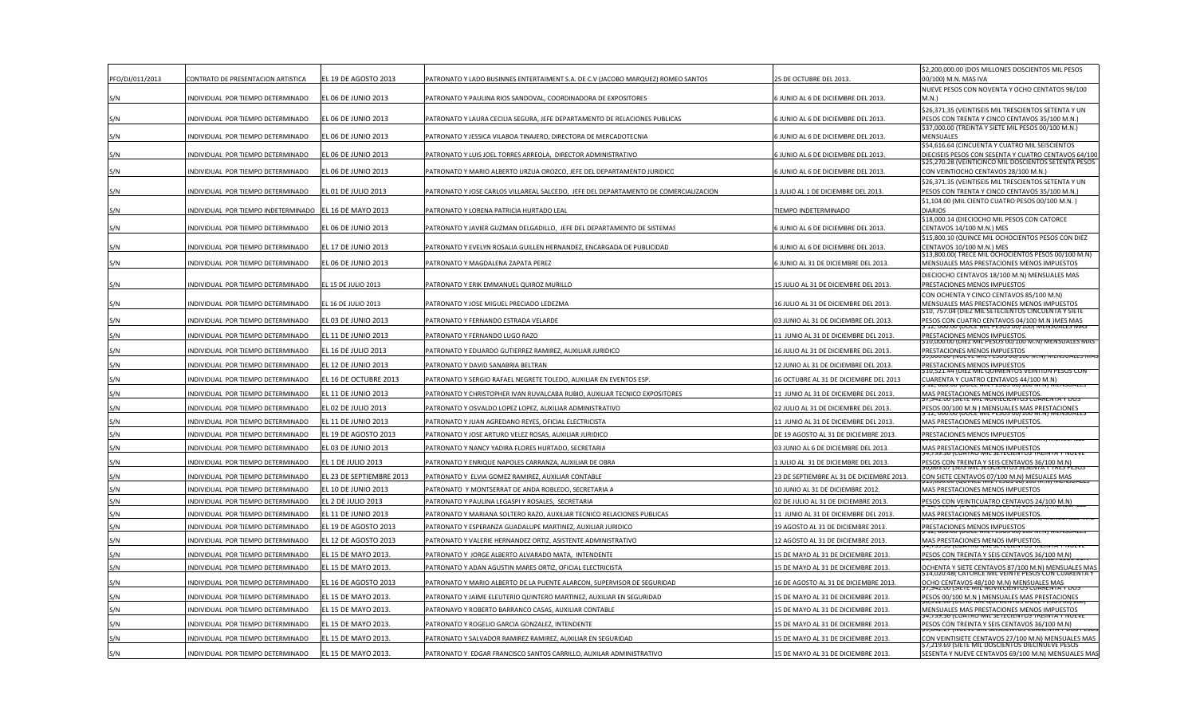| | | | | | |
|---|---|---|---|---|---|
| PFO/DJ/011/2013 | CONTRATO DE PRESENTACION ARTISTICA | EL 19 DE AGOSTO 2013 | PATRONATO Y LADO BUSINNES ENTERTAIMENT S.A. DE C.V (JACOBO MARQUEZ) ROMEO SANTOS | 25 DE OCTUBRE DEL 2013. | $2,200,000.00 (DOS MILLONES DOSCIENTOS MIL PESOS 00/100) M.N. MAS IVA |
| S/N | INDIVIDUAL POR TIEMPO DETERMINADO | EL 06 DE JUNIO 2013 | PATRONATO Y PAULINA RIOS SANDOVAL, COORDINADORA DE EXPOSITORES | 6 JUNIO AL 6 DE DICIEMBRE DEL 2013. | NUEVE PESOS CON NOVENTA Y OCHO CENTATOS 98/100 M.N.) |
| S/N | INDIVIDUAL POR TIEMPO DETERMINADO | EL 06 DE JUNIO 2013 | PATRONATO Y LAURA CECILIA SEGURA, JEFE DEPARTAMENTO DE RELACIONES PUBLICAS | 6 JUNIO AL 6 DE DICIEMBRE DEL 2013. | $26,371.35 (VEINTISEIS MIL TRESCIENTOS SETENTA Y UN PESOS CON TREINTA Y CINCO CENTAVOS 35/100 M.N.) |
| S/N | INDIVIDUAL POR TIEMPO DETERMINADO | EL 06 DE JUNIO 2013 | PATRONATO Y JESSICA VILABOA TINAJERO, DIRECTORA DE MERCADOTECNIA | 6 JUNIO AL 6 DE DICIEMBRE DEL 2013. | $37,000.00 (TREINTA Y SIETE MIL PESOS 00/100 M.N.) MENSUALES |
| S/N | INDIVIDUAL POR TIEMPO DETERMINADO | EL 06 DE JUNIO 2013 | PATRONATO Y LUIS JOEL TORRES ARREOLA, DIRECTOR ADMINISTRATIVO | 6 JUNIO AL 6 DE DICIEMBRE DEL 2013. | $54,616.64 (CINCUENTA Y CUATRO MIL SEISCIENTOS DIECISEIS PESOS CON SESENTA Y CUATRO CENTAVOS 64/100 |
| S/N | INDIVIDUAL POR TIEMPO DETERMINADO | EL 06 DE JUNIO 2013 | PATRONATO Y MARIO ALBERTO URZUA OROZCO, JEFE DEL DEPARTAMENTO JURIDICO | 6 JUNIO AL 6 DE DICIEMBRE DEL 2013. | $25,270.28 (VEINTICINCO MIL DOSCIENTOS SETENTA PESOS CON VEINTIOCHO CENTAVOS 28/100 M.N.) |
| S/N | INDIVIDUAL POR TIEMPO DETERMINADO | EL 01 DE JULIO 2013 | PATRONATO Y JOSE CARLOS VILLAREAL SALCEDO, JEFE DEL DEPARTAMENTO DE COMERCIALIZACION | 1 JULIO AL 1 DE DICIEMBRE DEL 2013. | $26,371.35 (VEINTISEIS MIL TRESCIENTOS SETENTA Y UN PESOS CON TREINTA Y CINCO CENTAVOS 35/100 M.N.) |
| S/N | INDIVIDUAL POR TIEMPO INDETERMINADO | EL 16 DE MAYO 2013 | PATRONATO Y LORENA PATRICIA HURTADO LEAL | TIEMPO INDETERMINADO | $1,104.00 (MIL CIENTO CUATRO PESOS 00/100 M.N. ) DIARIOS |
| S/N | INDIVIDUAL POR TIEMPO DETERMINADO | EL 06 DE JUNIO 2013 | PATRONATO Y JAVIER GUZMAN DELGADILLO, JEFE DEL DEPARTAMENTO DE SISTEMAS | 6 JUNIO AL 6 DE DICIEMBRE DEL 2013. | $18,000.14 (DIECIOCHO MIL PESOS CON CATORCE CENTAVOS 14/100 M.N.) MES |
| S/N | INDIVIDUAL POR TIEMPO DETERMINADO | EL 17 DE JUNIO 2013 | PATRONATO Y EVELYN ROSALIA GUILLEN HERNANDEZ, ENCARGADA DE PUBLICIDAD | 6 JUNIO AL 6 DE DICIEMBRE DEL 2013. | $15,800.10 (QUINCE MIL OCHOCIENTOS PESOS CON DIEZ CENTAVOS 10/100 M.N.) MES |
| S/N | INDIVIDUAL POR TIEMPO DETERMINADO | EL 06 DE JUNIO 2013 | PATRONATO Y MAGDALENA ZAPATA PEREZ | 6 JUNIO AL 31 DE DICIEMBRE DEL 2013. | $13,800.00( TRECE MIL OCHOCIENTOS PESOS 00/100 M.N) MENSUALES MAS PRESTACIONES MENOS IMPUESTOS |
| S/N | INDIVIDUAL POR TIEMPO DETERMINADO | EL 15 DE JULIO 2013 | PATRONATO Y ERIK EMMANUEL QUIROZ MURILLO | 15 JULIO AL 31 DE DICIEMBRE DEL 2013. | DIECIOCHO CENTAVOS 18/100 M.N) MENSUALES MAS PRESTACIONES MENOS IMPUESTOS |
| S/N | INDIVIDUAL POR TIEMPO DETERMINADO | EL 16 DE JULIO 2013 | PATRONATO Y JOSE MIGUEL PRECIADO LEDEZMA | 16 JULIO AL 31 DE DICIEMBRE DEL 2013. | CON OCHENTA Y CINCO CENTAVOS 85/100 M.N) MENSUALES MAS PRESTACIONES MENOS IMPUESTOS |
| S/N | INDIVIDUAL POR TIEMPO DETERMINADO | EL 03 DE JUNIO 2013 | PATRONATO Y FERNANDO ESTRADA VELARDE | 03 JUNIO AL 31 DE DICIEMBRE DEL 2013. | $10, 757.04 (DIEZ MIL SETECIENTOS CINCUENTA Y SIETE PESOS CON CUATRO CENTAVOS 04/100 M.N )MES MAS |
| S/N | INDIVIDUAL POR TIEMPO DETERMINADO | EL 11 DE JUNIO 2013 | PATRONATO Y FERNANDO LUGO RAZO | 11 JUNIO AL 31 DE DICIEMBRE DEL 2013. | $ 12, 000.00 (DOCE MIL PESOS 00/ 100) MENSUALES MAS PRESTACIONES MENOS IMPUESTOS. |
| S/N | INDIVIDUAL POR TIEMPO DETERMINADO | EL 16 DE JULIO 2013 | PATRONATO Y EDUARDO GUTIERREZ RAMIREZ, AUXILIAR JURIDICO | 16 JULIO AL 31 DE DICIEMBRE DEL 2013. | $10,000.00 (DIEZ MIL PESOS 00/ 100 M.N) MENSUALES MAS PRESTACIONES MENOS IMPUESTOS |
| S/N | INDIVIDUAL POR TIEMPO DETERMINADO | EL 12 DE JUNIO 2013 | PATRONATO Y DAVID SANABRIA BELTRAN | 12 JUNIO AL 31 DE DICIEMBRE DEL 2013. | PRESTACIONES MENOS IMPUESTOS |
| S/N | INDIVIDUAL POR TIEMPO DETERMINADO | EL 16 DE OCTUBRE 2013 | PATRONATO Y SERGIO RAFAEL NEGRETE TOLEDO, AUXILIAR EN EVENTOS ESP. | 16 OCTUBRE AL 31 DE DICIEMBRE DEL 2013 | $10,521.44 (DIEZ MIL QUINIENTOS VEINTIUN PESOS CON CUARENTA Y CUATRO CENTAVOS 44/100 M.N) |
| S/N | INDIVIDUAL POR TIEMPO DETERMINADO | EL 11 DE JUNIO 2013 | PATRONATO Y CHRISTOPHER IVAN RUVALCABA RUBIO, AUXILIAR TECNICO EXPOSITORES | 11 JUNIO AL 31 DE DICIEMBRE DEL 2013. | MAS PRESTACIONES MENOS IMPUESTOS. |
| S/N | INDIVIDUAL POR TIEMPO DETERMINADO | EL 02 DE JULIO 2013 | PATRONATO Y OSVALDO LOPEZ LOPEZ, AUXILIAR ADMINISTRATIVO | 02 JULIO AL 31 DE DICIEMBRE DEL 2013. | $7,942.00 (SIETE MIL NOVECIENTOS CUARENTA Y DOS PESOS 00/100 M.N ) MENSUALES MAS PRESTACIONES |
| S/N | INDIVIDUAL POR TIEMPO DETERMINADO | EL 11 DE JUNIO 2013 | PATRONATO Y JUAN AGREDANO REYES, OFICIAL ELECTRICISTA | 11 JUNIO AL 31 DE DICIEMBRE DEL 2013. | $ 12, 000.00 (DOCE MIL PESOS 00/100 M.N) MENSUALES MAS PRESTACIONES MENOS IMPUESTOS. |
| S/N | INDIVIDUAL POR TIEMPO DETERMINADO | EL 19 DE AGOSTO 2013 | PATRONATO Y JOSE ARTURO VELEZ ROSAS, AUXILIAR JURIDICO | DE 19 AGOSTO AL 31 DE DICIEMBRE 2013. | PRESTACIONES MENOS IMPUESTOS |
| S/N | INDIVIDUAL POR TIEMPO DETERMINADO | EL 03 DE JUNIO 2013 | PATRONATO Y NANCY YADIRA FLORES HURTADO, SECRETARIA | 03 JUNIO AL 6 DE DICIEMBRE DEL 2013. | MAS PRESTACIONES MENOS IMPUESTOS |
| S/N | INDIVIDUAL POR TIEMPO DETERMINADO | EL 1 DE JULIO 2013 | PATRONATO Y ENRIQUE NAPOLES CARRANZA, AUXILIAR DE OBRA | 1 JULIO AL 31 DE DICIEMBRE DEL 2013. | $4,739.36 (CUATRO MIL SETECIENTOS TREINTA Y NUEVE PESOS CON TREINTA Y SEIS CENTAVOS 36/100 M.N) |
| S/N | INDIVIDUAL POR TIEMPO DETERMINADO | EL 23 DE SEPTIEMBRE 2013 | PATRONATO Y ELVIA GOMEZ RAMIREZ, AUXILIAR CONTABLE | 23 DE SEPTIEMBRE AL 31 DE DICIEMBRE DEL 2013. | $6,663.07 (SEIS MIL SEISCIENTOS SESENTA Y TRES PESOS CON SIETE CENTAVOS 07/100 M.N) MESUALES MAS |
| S/N | INDIVIDUAL POR TIEMPO DETERMINADO | EL 10 DE JUNIO 2013 | PATRONATO Y MONTSERRAT DE ANDA ROBLEDO, SECRETARIA A | 10 JUNIO AL 31 DE DICIEMBRE 2012. | MAS PRESTACIONES MENOS IMPUESTOS |
| S/N | INDIVIDUAL POR TIEMPO DETERMINADO | EL 2 DE JULIO 2013 | PATRONATO Y PAULINA LEGASPI Y ROSALES, SECRETARIA | 02 DE JULIO AL 31 DE DICIEMBRE 2013. | PESOS CON VEINTICUATRO CENTAVOS 24/100 M.N) |
| S/N | INDIVIDUAL POR TIEMPO DETERMINADO | EL 11 DE JUNIO 2013 | PATRONATO Y MARIANA SOLTERO RAZO, AUXILIAR TECNICO RELACIONES PUBLICAS | 11 JUNIO AL 31 DE DICIEMBRE DEL 2013. | MAS PRESTACIONES MENOS IMPUESTOS. |
| S/N | INDIVIDUAL POR TIEMPO DETERMINADO | EL 19 DE AGOSTO 2013 | PATRONATO Y ESPERANZA GUADALUPE MARTINEZ, AUXILIAR JURIDICO | 19 AGOSTO AL 31 DE DICIEMBRE 2013. | PRESTACIONES MENOS IMPUESTOS |
| S/N | INDIVIDUAL POR TIEMPO DETERMINADO | EL 12 DE AGOSTO 2013 | PATRONATO Y VALERIE HERNANDEZ ORTIZ, ASISTENTE ADMINISTRATIVO | 12 AGOSTO AL 31 DE DICIEMBRE 2013. | $ 12, 000.00 (DOCE MIL PESOS 00/100 M.N) MENSUALES MAS PRESTACIONES MENOS IMPUESTOS. |
| S/N | INDIVIDUAL POR TIEMPO DETERMINADO | EL 15 DE MAYO 2013. | PATRONATO Y JORGE ALBERTO ALVARADO MATA, INTENDENTE | 15 DE MAYO AL 31 DE DICIEMBRE 2013. | $4,739.36 (CUATRO MIL SETECIENTOS TREINTA Y NUEVE PESOS CON TREINTA Y SEIS CENTAVOS 36/100 M.N) |
| S/N | INDIVIDUAL POR TIEMPO DETERMINADO | EL 15 DE MAYO 2013. | PATRONATO Y ADAN AGUSTIN MARES ORTIZ, OFICIAL ELECTRICISTA | 15 DE MAYO AL 31 DE DICIEMBRE 2013. | OCHENTA Y SIETE CENTAVOS 87/100 M.N) MENSUALES MAS |
| S/N | INDIVIDUAL POR TIEMPO DETERMINADO | EL 16 DE AGOSTO 2013 | PATRONATO Y MARIO ALBERTO DE LA PUENTE ALARCON, SUPERVISOR DE SEGURIDAD | 16 DE AGOSTO AL 31 DE DICIEMBRE DEL 2013. | $14,020.48( CATORCE MIL VEINTE PESOS CON CUARENTA Y OCHO CENTAVOS 48/100 M.N) MENSUALES MAS |
| S/N | INDIVIDUAL POR TIEMPO DETERMINADO | EL 15 DE MAYO 2013. | PATRONATO Y JAIME ELEUTERIO QUINTERO MARTINEZ, AUXILIAR EN SEGURIDAD | 15 DE MAYO AL 31 DE DICIEMBRE 2013. | $7,942.00 (SIETE MIL NOVECIENTOS CUARENTA Y DOS PESOS 00/100 M.N ) MENSUALES MAS PRESTACIONES |
| S/N | INDIVIDUAL POR TIEMPO DETERMINADO | EL 15 DE MAYO 2013. | PATRONAYO Y ROBERTO BARRANCO CASAS, AUXILIAR CONTABLE | 15 DE MAYO AL 31 DE DICIEMBRE 2013. | MENSUALES MAS PRESTACIONES MENOS IMPUESTOS |
| S/N | INDIVIDUAL POR TIEMPO DETERMINADO | EL 15 DE MAYO 2013. | PATRONATO Y ROGELIO GARCIA GONZALEZ, INTENDENTE | 15 DE MAYO AL 31 DE DICIEMBRE 2013. | $4,739.36 (CUATRO MIL SETECIENTOS TREINTA Y NUEVE PESOS CON TREINTA Y SEIS CENTAVOS 36/100 M.N) |
| S/N | INDIVIDUAL POR TIEMPO DETERMINADO | EL 15 DE MAYO 2013. | PATRONATO Y SALVADOR RAMIREZ RAMIREZ, AUXILIAR EN SEGURIDAD | 15 DE MAYO AL 31 DE DICIEMBRE 2013. | $9,642.27 (NUEVE MIL SEISCIENTOS CUARENTA Y DOS PESOS CON VEINTISIETE CENTAVOS 27/100 M.N) MENSUALES MAS |
| S/N | INDIVIDUAL POR TIEMPO DETERMINADO | EL 15 DE MAYO 2013. | PATRONATO Y EDGAR FRANCISCO SANTOS CARRILLO, AUXILAR ADMINISTRATIVO | 15 DE MAYO AL 31 DE DICIEMBRE 2013. | $7,219.69 (SIETE MIL DOSCIENTOS DIECINUEVE PESOS SESENTA Y NUEVE CENTAVOS 69/100 M.N) MENSUALES MAS |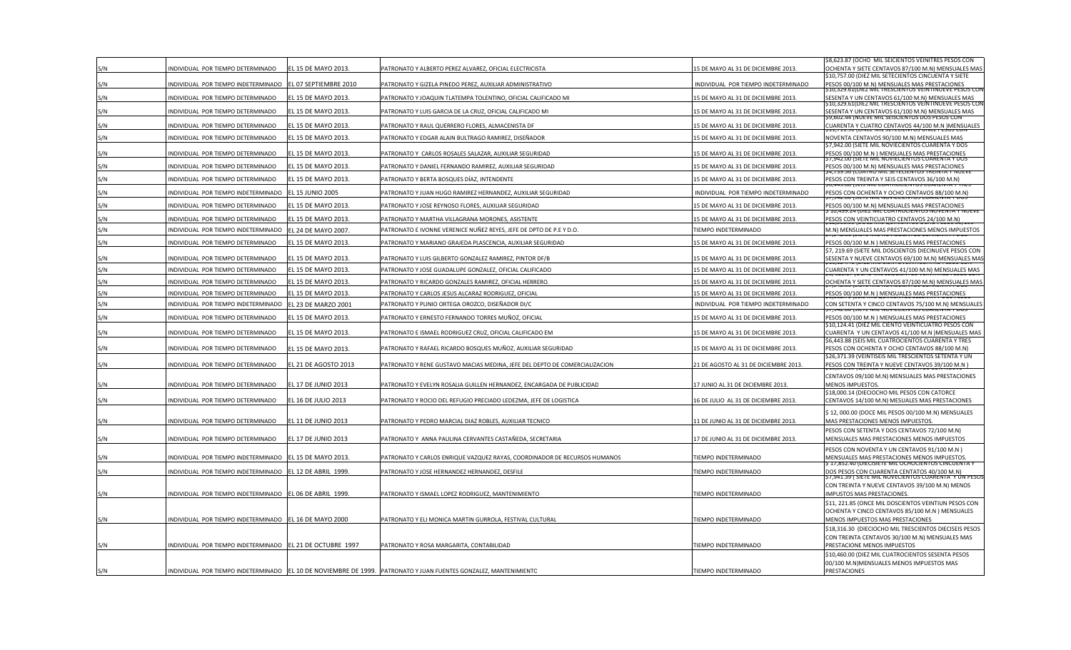| | | | | | |
|---|---|---|---|---|---|
| S/N | INDIVIDUAL POR TIEMPO DETERMINADO | EL 15 DE MAYO 2013. | PATRONATO Y ALBERTO PEREZ ALVAREZ, OFICIAL ELECTRICISTA | 15 DE MAYO AL 31 DE DICIEMBRE 2013. | $8,623.87 (OCHO MIL SEICIENTOS VEINITRES PESOS CON OCHENTA Y SIETE CENTAVOS 87/100 M.N) MENSUALES MAS |
| S/N | INDIVIDUAL POR TIEMPO INDETERMINADO | EL 07 SEPTIEMBRE 2010 | PATRONATO Y GIZELA PINEDO PEREZ, AUXILIAR ADMINISTRATIVO | INDIVIDUAL POR TIEMPO INDETERMINADO | $10,757.00 (DIEZ MIL SETECIENTOS CINCUENTA Y SIETE PESOS 00/100 M.N) MENSUALES MAS PRESTACIONES |
| S/N | INDIVIDUAL POR TIEMPO DETERMINADO | EL 15 DE MAYO 2013. | PATRONATO Y JOAQUIN TLATEMPA TOLENTINO, OFICIAL CALIFICADO MI | 15 DE MAYO AL 31 DE DICIEMBRE 2013. | $10,329.61(DIEZ MIL TRESCIENTOS VEINTINUEVE PESOS CON SESENTA Y UN CENTAVOS 61/100 M.N) MENSUALES MAS |
| S/N | INDIVIDUAL POR TIEMPO DETERMINADO | EL 15 DE MAYO 2013. | PATRONATO Y LUIS GARCIA DE LA CRUZ, OFICIAL CALIFICADO MI | 15 DE MAYO AL 31 DE DICIEMBRE 2013. | $10,329.61(DIEZ MIL TRESCIENTOS VEINTINUEVE PESOS CON SESENTA Y UN CENTAVOS 61/100 M.N) MENSUALES MAS |
| S/N | INDIVIDUAL POR TIEMPO DETERMINADO | EL 15 DE MAYO 2013. | PATRONATO Y RAUL QUERRERO FLORES, ALMACENISTA DF | 15 DE MAYO AL 31 DE DICIEMBRE 2013. | $9,602.44 (NUEVE MIL SEISCIENTOS DOS PESOS CON CUARENTA Y CUATRO CENTAVOS 44/100 M.N )MENSUALES |
| S/N | INDIVIDUAL POR TIEMPO DETERMINADO | EL 15 DE MAYO 2013. | PATRONATO Y EDGAR ALAIN BULTRAGO RAMIREZ, DISEÑADOR | 15 DE MAYO AL 31 DE DICIEMBRE 2013. | NOVENTA CENTAVOS 90/100 M.N) MENSUALES MAS |
| S/N | INDIVIDUAL POR TIEMPO DETERMINADO | EL 15 DE MAYO 2013. | PATRONATO Y CARLOS ROSALES SALAZAR, AUXILIAR SEGURIDAD | 15 DE MAYO AL 31 DE DICIEMBRE 2013. | $7,942.00 (SIETE MIL NOVIECIENTOS CUARENTA Y DOS PESOS 00/100 M.N ) MENSUALES MAS PRESTACIONES |
| S/N | INDIVIDUAL POR TIEMPO DETERMINADO | EL 15 DE MAYO 2013. | PATRONATO Y DANIEL FERNANDO RAMIREZ, AUXILIAR SEGURIDAD | 15 DE MAYO AL 31 DE DICIEMBRE 2013. | $7,942.00 (SIETE MIL NOVIECIENTOS CUARENTA Y DOS PESOS 00/100 M.N) MENSUALES MAS PRESTACIONES |
| S/N | INDIVIDUAL POR TIEMPO DETERMINADO | EL 15 DE MAYO 2013. | PATRONATO Y BERTA BOSQUES DÍAZ, INTENDENTE | 15 DE MAYO AL 31 DE DICIEMBRE 2013. | $4,739.36 (CUATRO MIL SETECIENTOS TREINTA Y NUEVE PESOS CON TREINTA Y SEIS CENTAVOS 36/100 M.N) |
| S/N | INDIVIDUAL POR TIEMPO INDETERMINADO | EL 15 JUNIO 2005 | PATRONATO Y JUAN HUGO RAMIREZ HERNANDEZ, AUXILIAR SEGURIDAD | INDIVIDUAL POR TIEMPO INDETERMINADO | PESOS CON OCHENTA Y OCHO CENTAVOS 88/100 M.N) |
| S/N | INDIVIDUAL POR TIEMPO DETERMINADO | EL 15 DE MAYO 2013. | PATRONATO Y JOSE REYNOSO FLORES, AUXILIAR SEGURIDAD | 15 DE MAYO AL 31 DE DICIEMBRE 2013. | PESOS 00/100 M.N) MENSUALES MAS PRESTACIONES |
| S/N | INDIVIDUAL POR TIEMPO DETERMINADO | EL 15 DE MAYO 2013. | PATRONATO Y MARTHA VILLAGRANA MORONES, ASISTENTE | 15 DE MAYO AL 31 DE DICIEMBRE 2013. | $ 10,499.24 (DIEZ MIL CUATROCIENTOS NOVENTA Y NUEVE PESOS CON VEINTICUATRO CENTAVOS 24/100 M.N) |
| S/N | INDIVIDUAL POR TIEMPO INDETERMINADO | EL 24 DE MAYO 2007. | PATRONATO E IVONNE VERENICE NUÑEZ REYES, JEFE DE DPTO DE P.E Y D.O. | TIEMPO INDETERMINADO | M.N) MENSUALES MAS PRESTACIONES MENOS IMPUESTOS |
| S/N | INDIVIDUAL POR TIEMPO DETERMINADO | EL 15 DE MAYO 2013. | PATRONATO Y MARIANO GRAJEDA PLASCENCIA, AUXILIAR SEGURIDAD | 15 DE MAYO AL 31 DE DICIEMBRE 2013. | PESOS 00/100 M.N ) MENSUALES MAS PRESTACIONES |
| S/N | INDIVIDUAL POR TIEMPO DETERMINADO | EL 15 DE MAYO 2013. | PATRONATO Y LUIS GILBERTO GONZALEZ RAMIREZ, PINTOR DF/B | 15 DE MAYO AL 31 DE DICIEMBRE 2013. | $7, 219.69 (SIETE MIL DOSCIENTOS DIECINUEVE PESOS CON SESENTA Y NUEVE CENTAVOS 69/100 M.N) MENSUALES MAS |
| S/N | INDIVIDUAL POR TIEMPO DETERMINADO | EL 15 DE MAYO 2013. | PATRONATO Y JOSE GUADALUPE GONZALEZ, OFICIAL CALIFICADO | 15 DE MAYO AL 31 DE DICIEMBRE 2013. | CUARENTA Y UN CENTAVOS 41/100 M.N) MENSUALES MAS |
| S/N | INDIVIDUAL POR TIEMPO DETERMINADO | EL 15 DE MAYO 2013. | PATRONATO Y RICARDO GONZALES RAMIREZ, OFICIAL HERRERO. | 15 DE MAYO AL 31 DE DICIEMBRE 2013. | OCHENTA Y SIETE CENTAVOS 87/100 M.N) MENSUALES MAS |
| S/N | INDIVIDUAL POR TIEMPO DETERMINADO | EL 15 DE MAYO 2013. | PATRONATO Y CARLOS JESUS ALCARAZ RODRIGUEZ, OFICIAL | 15 DE MAYO AL 31 DE DICIEMBRE 2013. | PESOS 00/100 M.N ) MENSUALES MAS PRESTACIONES |
| S/N | INDIVIDUAL POR TIEMPO INDETERMINADO | EL 23 DE MARZO 2001 | PATRONATO Y PLINIO ORTEGA OROZCO, DISEÑADOR DI/C | INDIVIDUAL POR TIEMPO INDETERMINADO | CON SETENTA Y CINCO CENTAVOS 75/100 M.N) MENSUALES |
| S/N | INDIVIDUAL POR TIEMPO DETERMINADO | EL 15 DE MAYO 2013. | PATRONATO Y ERNESTO FERNANDO TORRES MUÑOZ, OFICIAL | 15 DE MAYO AL 31 DE DICIEMBRE 2013. | PESOS 00/100 M.N ) MENSUALES MAS PRESTACIONES |
| S/N | INDIVIDUAL POR TIEMPO DETERMINADO | EL 15 DE MAYO 2013. | PATRONATO E ISMAEL RODRIGUEZ CRUZ, OFICIAL CALIFICADO EM | 15 DE MAYO AL 31 DE DICIEMBRE 2013. | $10,124.41 (DIEZ MIL CIENTO VEINTICUATRO PESOS CON CUARENTA Y UN CENTAVOS 41/100 M.N )MENSUALES MAS |
| S/N | INDIVIDUAL POR TIEMPO DETERMINADO | EL 15 DE MAYO 2013. | PATRONATO Y RAFAEL RICARDO BOSQUES MUÑOZ, AUXILIAR SEGURIDAD | 15 DE MAYO AL 31 DE DICIEMBRE 2013. | $6,443.88 (SEIS MIL CUATROCIENTOS CUARENTA Y TRES PESOS CON OCHENTA Y OCHO CENTAVOS 88/100 M.N) |
| S/N | INDIVIDUAL POR TIEMPO DETERMINADO | EL 21 DE AGOSTO 2013 | PATRONATO Y RENE GUSTAVO MACIAS MEDINA, JEFE DEL DEPTO DE COMERCIALIZACION | 21 DE AGOSTO AL 31 DE DICIEMBRE 2013. | $26,371.39 (VEINTISEIS MIL TRESCIENTOS SETENTA Y UN PESOS CON TREINTA Y NUEVE CENTAVOS 39/100 M.N ) |
| S/N | INDIVIDUAL POR TIEMPO DETERMINADO | EL 17 DE JUNIO 2013 | PATRONATO Y EVELYN ROSALIA GUILLEN HERNANDEZ, ENCARGADA DE PUBLICIDAD | 17 JUNIO AL 31 DE DICIEMBRE 2013. | CENTAVOS 09/100 M.N) MENSUALES MAS PRESTACIONES MENOS IMPUESTOS. |
| S/N | INDIVIDUAL POR TIEMPO DETERMINADO | EL 16 DE JULIO 2013 | PATRONATO Y ROCIO DEL REFUGIO PRECIADO LEDEZMA, JEFE DE LOGISTICA | 16 DE JULIO AL 31 DE DICIEMBRE 2013. | $18,000.14 (DIECIOCHO MIL PESOS CON CATORCE CENTAVOS 14/100 M.N) MESUALES MAS PRESTACIONES |
| S/N | INDIVIDUAL POR TIEMPO DETERMINADO | EL 11 DE JUNIO 2013 | PATRONATO Y PEDRO MARCIAL DIAZ ROBLES, AUXILIAR TECNICO | 11 DE JUNIO AL 31 DE DICIEMBRE 2013. | $ 12, 000.00 (DOCE MIL PESOS 00/100 M.N) MENSUALES MAS PRESTACIONES MENOS IMPUESTOS. |
| S/N | INDIVIDUAL POR TIEMPO DETERMINADO | EL 17 DE JUNIO 2013 | PATRONATO Y ANNA PAULINA CERVANTES CASTAÑEDA, SECRETARIA | 17 DE JUNIO AL 31 DE DICIEMBRE 2013. | PESOS CON SETENTA Y DOS CENTAVOS 72/100 M.N) MENSUALES MAS PRESTACIONES MENOS IMPUESTOS |
| S/N | INDIVIDUAL POR TIEMPO INDETERMINADO | EL 15 DE MAYO 2013. | PATRONATO Y CARLOS ENRIQUE VAZQUEZ RAYAS, COORDINADOR DE RECURSOS HUMANOS | TIEMPO INDETERMINADO | PESOS CON NOVENTA Y UN CENTAVOS 91/100 M.N ) MENSUALES MAS PRESTACIONES MENOS IMPUESTOS. |
| S/N | INDIVIDUAL POR TIEMPO INDETERMINADO | EL 12 DE ABRIL 1999. | PATRONATO Y JOSE HERNANDEZ HERNANDEZ, DESFILE | TIEMPO INDETERMINADO | $ 17,852.40 (DIECISIETE MIL OCHOCIENTOS CINCUENTA Y DOS PESOS CON CUARENTA CENTATOS 40/100 M.N) |
| S/N | INDIVIDUAL POR TIEMPO INDETERMINADO | EL 06 DE ABRIL 1999. | PATRONATO Y ISMAEL LOPEZ RODRIGUEZ, MANTENIMIENTO | TIEMPO INDETERMINADO | $7,941.39 ( SIETE MIL NOVECIENTOS CUARENTA Y UN PESOS CON TREINTA Y NUEVE CENTAVOS 39/100 M.N) MENOS IMPUSTOS MAS PRESTACIONES. |
| S/N | INDIVIDUAL POR TIEMPO INDETERMINADO | EL 16 DE MAYO 2000 | PATRONATO Y ELI MONICA MARTIN GURROLA, FESTIVAL CULTURAL | TIEMPO INDETERMINADO | $11, 221.85 (ONCE MIL DOSCIENTOS VEINTIUN PESOS CON OCHENTA Y CINCO CENTAVOS 85/100 M.N ) MENSUALES MENOS IMPUESTOS MAS PRESTACIONES |
| S/N | INDIVIDUAL POR TIEMPO INDETERMINADO | EL 21 DE OCTUBRE 1997 | PATRONATO Y ROSA MARGARITA, CONTABILIDAD | TIEMPO INDETERMINADO | $18,316.30 (DIECIOCHO MIL TRESCIENTOS DIECISEIS PESOS CON TREINTA CENTAVOS 30/100 M.N) MENSUALES MAS PRESTACIONE MENOS IMPUESTOS |
| S/N | INDIVIDUAL POR TIEMPO INDETERMINADO | EL 10 DE NOVIEMBRE DE 1999. | PATRONATO Y JUAN FUENTES GONZALEZ, MANTENIMIENTC | TIEMPO INDETERMINADO | $10,460.00 (DIEZ MIL CUATROCIENTOS SESENTA PESOS 00/100 M.N)MENSUALES MENOS IMPUESTOS MAS PRESTACIONES |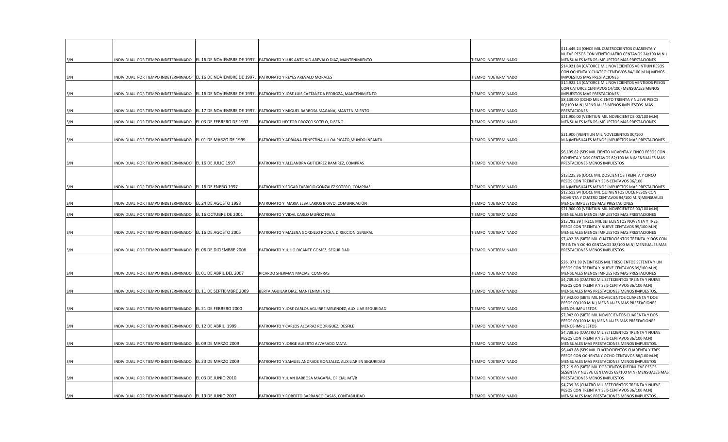| | | | | | |
|---|---|---|---|---|---|
| S/N | INDIVIDUAL POR TIEMPO INDETERMINADO | EL 16 DE NOVIEMBRE DE 1997. | PATRONATO Y LUIS ANTONIO AREVALO DIAZ, MANTENIMIENTO | TIEMPO INDETERMINADO | $11,449.24 (ONCE MIL CUATROCIENTOS CUARENTA Y NUEVE PESOS CON VEINTICUATRO CENTAVOS 24/100 M.N ) MENSUALES MENOS IMPUESTOS MAS PRESTACIONES |
| S/N | INDIVIDUAL POR TIEMPO INDETERMINADO | EL 16 DE NOVIEMBRE DE 1997. | PATRONATO Y REYES AREVALO MORALES | TIEMPO INDETERMINADO | $14,921.84 (CATORCE MIL NOVECIENTOS VEINTIUN PESOS CON OCHENTA Y CUATRO CENTAVOS 84/100 M.N) MENOS IMPUESTOS MAS PRESTACIONES |
| S/N | INDIVIDUAL POR TIEMPO INDETERMINADO | EL 16 DE NOVIEMBRE DE 1997. | PATRONATO Y JOSE LUIS CASTAÑEDA PEDROZA, MANTENIMIENTO | TIEMPO INDETERMINADO | $14,922.14 (CATORCE MIL NOVECIENTOS VEINTIDOS PESOS CON CATORCE CENTAVOS 14/100) MENSUALES MENOS IMPUESTOS MAS PRESTACIONES |
| S/N | INDIVIDUAL POR TIEMPO INDETERMINADO | EL 17 DE NOVIEMBRE DE 1997. | PATRONATO Y MIGUEL BARBOSA MAGAÑA, MANTENIMIENTO | TIEMPO INDETERMINADO | $8,139.00 (OCHO MIL CIENTO TREINTA Y NUEVE PESOS 00/100 M.N) MENSUALES MENOS IMPUESTOS MAS PRESTACIONES |
| S/N | INDIVIDUAL POR TIEMPO INDETERMINADO | EL 03 DE FEBRERO DE 1997. | PATRONATO HECTOR OROZCO SOTELO, DISEÑO. | TIEMPO INDETERMINADO | $21,900.00 (VEINTIUN MIL NOVECIENTOS 00/100 M.N) MENSUALES MENOS IMPUESTOS MAS PRESTACIONES |
| S/N | INDIVIDUAL POR TIEMPO INDETERMINADO | EL 01 DE MARZO DE 1999 | PATRONATO Y ADRIANA ERNESTINA ULLOA PICAZO,MUNDO INFANTIL | TIEMPO INDETERMINADO | $21,900 (VEINTIUN MIL NOVECIENTOS 00/100 M.N)MENSUALES MENOS IMPUESTOS MAS PRESTACIONES |
| S/N | INDIVIDUAL POR TIEMPO INDETERMINADO | EL 16 DE JULIO 1997 | PATRONATO Y ALEJANDRA GUTIERREZ RAMIREZ, COMPRAS | TIEMPO INDETERMINADO | $6,195.82 (SEIS MIL CIENTO NOVENTA Y CINCO PESOS CON OCHENTA Y DOS CENTAVOS 82/100 M.N)MENSUALES MAS PRESTACIONES MENOS IMPUESTOS |
| S/N | INDIVIDUAL POR TIEMPO INDETERMINADO | EL 16 DE ENERO 1997 | PATRONATO Y EDGAR FABRICIO GONZALEZ SOTERO, COMPRAS | TIEMPO INDETERMINADO | $12,225.36 (DOCE MIL DOSCIENTOS TREINTA Y CINCO PESOS CON TREINTA Y SEIS CENTAVOS 36/100 M.N)MENSUALES MENOS IMPUESTOS MAS PRESTACIONES |
| S/N | INDIVIDUAL POR TIEMPO INDETERMINADO | EL 24 DE AGOSTO 1998 | PATRONATO Y MARIA ELBA LARIOS BRAVO, COMUNICACIÓN | TIEMPO INDETERMINADO | $12,512.94 (DOCE MIL QUINIENTOS DOCE PESOS CON NOVENTA Y CUATRO CENTAVOS 94/100 M.N)MENSUALES MENOS IMPUESTOS MAS PRESTACIONES |
| S/N | INDIVIDUAL POR TIEMPO INDETERMINADO | EL 16 OCTUBRE DE 2001 | PATRONATO Y VIDAL CARLO MUÑOZ FRIAS | TIEMPO INDETERMINADO | $21,900.00 (VEINTIUN MIL NOVECIENTOS 00/100 M.N) MENSUALES MENOS IMPUESTOS MAS PRESTACIONES |
| S/N | INDIVIDUAL POR TIEMPO INDETERMINADO | EL 16 DE AGOSTO 2005 | PATRONATO Y MALENA GORDILLO ROCHA, DIRECCION GENERAL | TIEMPO INDETERMINADO | $13,793.39 (TRECE MIL SETECIENTOS NOVENTA Y TRES PESOS CON TREINTA Y NUEVE CENTAVOS 99/100 M.N) MENSUALES MENOS IMPUESTOS MAS PRESTACIONES |
| S/N | INDIVIDUAL POR TIEMPO INDETERMINADO | EL 06 DE DICIEMBRE 2006 | PATRONATO Y JULIO DICANTE GOMEZ, SEGURIDAD | TIEMPO INDETERMINADO | $7,492.38 (SIETE MIL CUATROCIENTOS TREINTA Y DOS CON TREINTA Y OCHO CENTAVOS 38/100 M.N) MENSUALES MAS PRESTACIONES MENOS IMPUESTOS. |
| S/N | INDIVIDUAL POR TIEMPO INDETERMINADO | EL 01 DE ABRIL DEL 2007 | RICARDO SHERMAN MACIAS, COMPRAS | TIEMPO INDETERMINADO | $26, 371.39 (VEINTISEIS MIL TRESCIENTOS SETENTA Y UN PESOS CON TREINTA Y NUEVE CENTAVOS 39/100 M.N) MENSUALES MENOS IMPUESTOS MAS PRESTACIONES |
| S/N | INDIVIDUAL POR TIEMPO INDETERMINADO | EL 11 DE SEPTIEMBRE 2009 | BERTA AGUILAR DIAZ, MANTENIMIENTO | TIEMPO INDETERMINADO | $4,739.36 (CUATRO MIL SETECIENTOS TREINTA Y NUEVE PESOS CON TREINTA Y SEIS CENTAVOS 36/100 M.N) MENSUALES MAS PRESTACIONES MENOS IMPUESTOS. |
| S/N | INDIVIDUAL POR TIEMPO INDETERMINADO | EL 21 DE FEBRERO 2000 | PATRONATO Y JOSE CARLOS AGUIRRE MELENDEZ, AUXILIAR SEGURIDAD | TIEMPO INDETERMINADO | $7,942.00 (SIETE MIL NOVIECIENTOS CUARENTA Y DOS PESOS 00/100 M.N ) MENSUALES MAS PRESTACIONES MENOS IMPUESTOS |
| S/N | INDIVIDUAL POR TIEMPO INDETERMINADO | EL 12 DE ABRIL 1999. | PATRONATO Y CARLOS ALCARAZ RODRIGUEZ, DESFILE | TIEMPO INDETERMINADO | $7,942.00 (SIETE MIL NOVIECIENTOS CUARENTA Y DOS PESOS 00/100 M.N) MENSUALES MAS PRESTACIONES MENOS IMPUESTOS |
| S/N | INDIVIDUAL POR TIEMPO INDETERMINADO | EL 09 DE MARZO 2009 | PATRONATO Y JORGE ALBERTO ALVARADO MATA | TIEMPO INDETERMINADO | $4,739.36 (CUATRO MIL SETECIENTOS TREINTA Y NUEVE PESOS CON TREINTA Y SEIS CENTAVOS 36/100 M.N) MENSUALES MAS PRESTACIONES MENOS IMPUESTOS. |
| S/N | INDIVIDUAL POR TIEMPO INDETERMINADO | EL 23 DE MARZO 2009 | PATRONATO Y SAMUEL ANDRADE GONZALEZ, AUXILIAR EN SEGURIDAD | TIEMPO INDETERMINADO | $6,443.88 (SEIS MIL CUATROCIENTOS CUARENTA Y TRES PESOS CON OCHENTA Y OCHO CENTAVOS 88/100 M.N) MENSUALES MAS PRESTACIONES MENOS IMPUESTOS |
| S/N | INDIVIDUAL POR TIEMPO INDETERMINADO | EL 03 DE JUNIO 2010 | PATRONATO Y JUAN BARBOSA MAGAÑA, OFICIAL MT/B | TIEMPO INDETERMINADO | $7,219.69 (SIETE MIL DOSCIENTOS DIECINUEVE PESOS SESENTA Y NUEVE CENTAVOS 69/100 M.N) MENSUALES MAS PRESTACIONES MENOS IMPUESTOS |
| S/N | INDIVIDUAL POR TIEMPO INDETERMINADO | EL 19 DE JUNIO 2007 | PATRONATO Y ROBERTO BARRANCO CASAS, CONTABILIDAD | TIEMPO INDETERMINADO | $4,739.36 (CUATRO MIL SETECIENTOS TREINTA Y NUEVE PESOS CON TREINTA Y SEIS CENTAVOS 36/100 M.N) MENSUALES MAS PRESTACIONES MENOS IMPUESTOS. |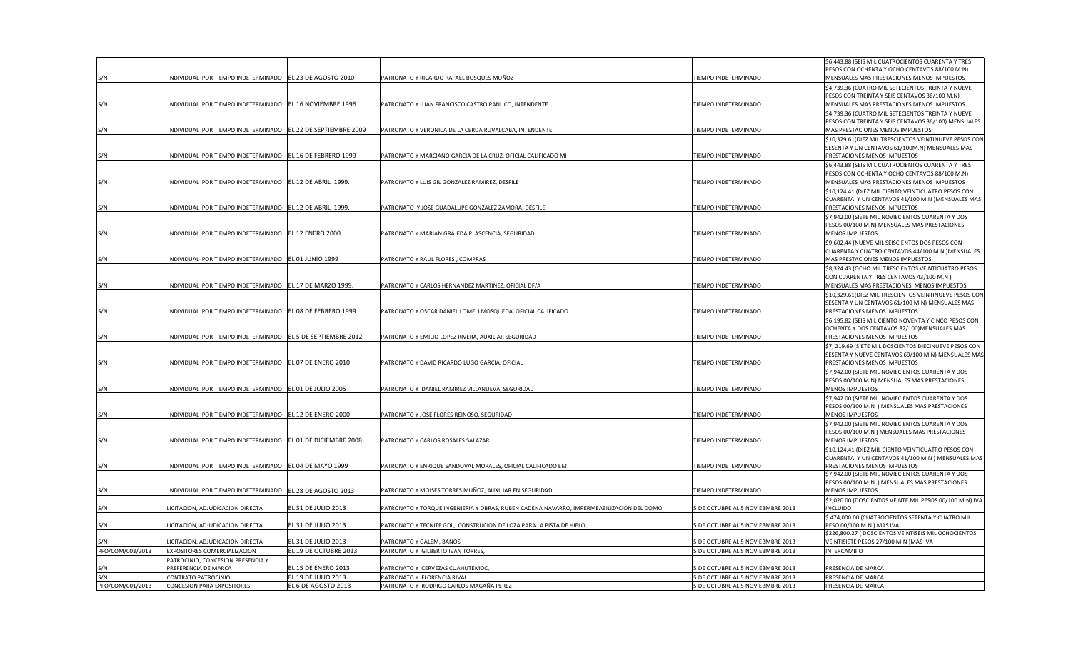| | | | | | |
|---|---|---|---|---|---|
| S/N | INDIVIDUAL POR TIEMPO INDETERMINADO | EL 23 DE AGOSTO 2010 | PATRONATO Y RICARDO RAFAEL BOSQUES MUÑOZ | TIEMPO INDETERMINADO | $6,443.88 (SEIS MIL CUATROCIENTOS CUARENTA Y TRES PESOS CON OCHENTA Y OCHO CENTAVOS 88/100 M.N) MENSUALES MAS PRESTACIONES MENOS IMPUESTOS |
| S/N | INDIVIDUAL POR TIEMPO INDETERMINADO | EL 16 NOVIEMBRE 1996 | PATRONATO Y JUAN FRANCISCO CASTRO PANUCO, INTENDENTE | TIEMPO INDETERMINADO | $4,739.36 (CUATRO MIL SETECIENTOS TREINTA Y NUEVE PESOS CON TREINTA Y SEIS CENTAVOS 36/100 M.N) MENSUALES MAS PRESTACIONES MENOS IMPUESTOS. |
| S/N | INDIVIDUAL POR TIEMPO INDETERMINADO | EL 22 DE SEPTIEMBRE 2009 | PATRONATO Y VERONICA DE LA CERDA RUVALCABA, INTENDENTE | TIEMPO INDETERMINADO | $4,739.36 (CUATRO MIL SETECIENTOS TREINTA Y NUEVE PESOS CON TREINTA Y SEIS CENTAVOS 36/100) MENSUALES MAS PRESTACIONES MENOS IMPUESTOS. |
| S/N | INDIVIDUAL POR TIEMPO INDETERMINADO | EL 16 DE FEBRERO 1999 | PATRONATO Y MARCIANO GARCIA DE LA CRUZ, OFICIAL CALIFICADO MI | TIEMPO INDETERMINADO | $10,329.61(DIEZ MIL TRESCIENTOS VEINTINUEVE PESOS CON SESENTA Y UN CENTAVOS 61/100M.N) MENSUALES MAS PRESTACIONES MENOS IMPUESTOS |
| S/N | INDIVIDUAL POR TIEMPO INDETERMINADO | EL 12 DE ABRIL 1999. | PATRONATO Y LUIS GIL GONZALEZ RAMIREZ, DESFILE | TIEMPO INDETERMINADO | $6,443.88 (SEIS MIL CUATROCIENTOS CUARENTA Y TRES PESOS CON OCHENTA Y OCHO CENTAVOS 88/100 M.N) MENSUALES MAS PRESTACIONES MENOS IMPUESTOS |
| S/N | INDIVIDUAL POR TIEMPO INDETERMINADO | EL 12 DE ABRIL 1999. | PATRONATO Y JOSE GUADALUPE GONZALEZ ZAMORA, DESFILE | TIEMPO INDETERMINADO | $10,124.41 (DIEZ MIL CIENTO VEINTICUATRO PESOS CON CUARENTA Y UN CENTAVOS 41/100 M.N )MENSUALES MAS PRESTACIONES MENOS IMPUESTOS |
| S/N | INDIVIDUAL POR TIEMPO INDETERMINADO | EL 12 ENERO 2000 | PATRONATO Y MARIAN GRAJEDA PLASCENCIA, SEGURIDAD | TIEMPO INDETERMINADO | $7,942.00 (SIETE MIL NOVIECIENTOS CUARENTA Y DOS PESOS 00/100 M.N) MENSUALES MAS PRESTACIONES MENOS IMPUESTOS |
| S/N | INDIVIDUAL POR TIEMPO INDETERMINADO | EL 01 JUNIO 1999 | PATRONATO Y RAUL FLORES , COMPRAS | TIEMPO INDETERMINADO | $9,602.44 (NUEVE MIL SEISCIENTOS DOS PESOS CON CUARENTA Y CUATRO CENTAVOS 44/100 M.N )MENSUALES MAS PRESTACIONES MENOS IMPUESTOS |
| S/N | INDIVIDUAL POR TIEMPO INDETERMINADO | EL 17 DE MARZO 1999. | PATRONATO Y CARLOS HERNANDEZ MARTINEZ, OFICIAL DF/A | TIEMPO INDETERMINADO | $8,324.43 (OCHO MIL TRESCIENTOS VEINTICUATRO PESOS CON CUARENTA Y TRES CENTAVOS 43/100 M.N ) MENSUALES MAS PRESTACIONES MENOS IMPUESTOS. |
| S/N | INDIVIDUAL POR TIEMPO INDETERMINADO | EL 08 DE FEBRERO 1999. | PATRONATO Y OSCAR DANIEL LOMELI MOSQUEDA, OFICIAL CALIFICADO | TIEMPO INDETERMINADO | $10,329.61(DIEZ MIL TRESCIENTOS VEINTINUEVE PESOS CON SESENTA Y UN CENTAVOS 61/100 M.N) MENSUALES MAS PRESTACIONES MENOS IMPUESTOS |
| S/N | INDIVIDUAL POR TIEMPO INDETERMINADO | EL 5 DE SEPTIEMBRE 2012 | PATRONATO Y EMILIO LOPEZ RIVERA, AUXILIAR SEGURIDAD | TIEMPO INDETERMINADO | $6,195.82 (SEIS MIL CIENTO NOVENTA Y CINCO PESOS CON OCHENTA Y DOS CENTAVOS 82/100)MENSUALES MAS PRESTACIONES MENOS IMPUESTOS |
| S/N | INDIVIDUAL POR TIEMPO INDETERMINADO | EL 07 DE ENERO 2010 | PATRONATO Y DAVID RICARDO LUGO GARCIA, OFICIAL | TIEMPO INDETERMINADO | $7, 219.69 (SIETE MIL DOSCIENTOS DIECINUEVE PESOS CON SESENTA Y NUEVE CENTAVOS 69/100 M.N) MENSUALES MAS PRESTACIONES MENOS IMPUESTOS |
| S/N | INDIVIDUAL POR TIEMPO INDETERMINADO | EL 01 DE JULIO 2005 | PATRONATO Y DANIEL RAMIREZ VILLANUEVA, SEGURIDAD | TIEMPO INDETERMINADO | $7,942.00 (SIETE MIL NOVIECIENTOS CUARENTA Y DOS PESOS 00/100 M.N) MENSUALES MAS PRESTACIONES MENOS IMPUESTOS |
| S/N | INDIVIDUAL POR TIEMPO INDETERMINADO | EL 12 DE ENERO 2000 | PATRONATO Y JOSE FLORES REINOSO, SEGURIDAD | TIEMPO INDETERMINADO | $7,942.00 (SIETE MIL NOVIECIENTOS CUARENTA Y DOS PESOS 00/100 M.N ) MENSUALES MAS PRESTACIONES MENOS IMPUESTOS |
| S/N | INDIVIDUAL POR TIEMPO INDETERMINADO | EL 01 DE DICIEMBRE 2008 | PATRONATO Y CARLOS ROSALES SALAZAR | TIEMPO INDETERMINADO | $7,942.00 (SIETE MIL NOVIECIENTOS CUARENTA Y DOS PESOS 00/100 M.N ) MENSUALES MAS PRESTACIONES MENOS IMPUESTOS |
| S/N | INDIVIDUAL POR TIEMPO INDETERMINADO | EL 04 DE MAYO 1999 | PATRONATO Y ENRIQUE SANDOVAL MORALES, OFICIAL CALIFICADO EM | TIEMPO INDETERMINADO | $10,124.41 (DIEZ MIL CIENTO VEINTICUATRO PESOS CON CUARENTA Y UN CENTAVOS 41/100 M.N ) MENSUALES MAS PRESTACIONES MENOS IMPUESTOS |
| S/N | INDIVIDUAL POR TIEMPO INDETERMINADO | EL 28 DE AGOSTO 2013 | PATRONATO Y MOISES TORRES MUÑOZ, AUXILIAR EN SEGURIDAD | TIEMPO INDETERMINADO | $7,942.00 (SIETE MIL NOVIECIENTOS CUARENTA Y DOS PESOS 00/100 M.N ) MENSUALES MAS PRESTACIONES MENOS IMPUESTOS |
| S/N | LICITACION, ADJUDICACION DIRECTA | EL 31 DE JULIO 2013 | PATRONATO Y TORQUE INGENIERIA Y OBRAS, RUBEN CADENA NAVARRO, IMPERMEABILIZACION DEL DOMO | 5 DE OCTUBRE AL 5 NOVIEBMBRE 2013 | $2,020.00 (DOSCIENTOS VEINTE MIL PESOS 00/100 M.N) IVA INCLUIDO |
| S/N | LICITACION, ADJUDICACION DIRECTA | EL 31 DE JULIO 2013 | PATRONATO Y TECNITE GDL, CONSTRUCION DE LOZA PARA LA PISTA DE HIELO | 5 DE OCTUBRE AL 5 NOVIEBMBRE 2013 | $ 474,000.00 (CUATROCIENTOS SETENTA Y CUATRO MIL PESO 00/100 M.N ) MAS IVA |
| S/N | LICITACION, ADJUDICACION DIRECTA | EL 31 DE JULIO 2013 | PATRONATO Y GALEM, BAÑOS | 5 DE OCTUBRE AL 5 NOVIEBMBRE 2013 | $226,800.27 ( DOSCIENTOS VEINTISEIS MIL OCHOCIENTOS VEINTISIETE PESOS 27/100 M.N )MAS IVA |
| PFO/COM/003/2013 | EXPOSITORES COMERCIALIZACION | EL 19 DE OCTUBRE 2013 | PATRONATO Y GILBERTO IVAN TORRES, | 5 DE OCTUBRE AL 5 NOVIEBMBRE 2013 | INTERCAMBIO |
| S/N | PATROCINIO, CONCESION PRESENCIA Y PREFERENCIA DE MARCA | EL 15 DE ENERO 2013 | PATRONATO Y CERVEZAS CUAHUTEMOC, | 5 DE OCTUBRE AL 5 NOVIEBMBRE 2013 | PRESENCIA DE MARCA |
| S/N | CONTRATO PATROCINIO | EL 19 DE JULIO 2013 | PATRONATO Y FLORENCIA RIVAL | 5 DE OCTUBRE AL 5 NOVIEBMBRE 2013 | PRESENCIA DE MARCA |
| PFO/COM/001/2013 | CONCESION PARA EXPOSITORES | EL 6 DE AGOSTO 2013 | PATRONATO Y RODRIGO CARLOS MAGAÑA PEREZ | 5 DE OCTUBRE AL 5 NOVIEBMBRE 2013 | PRESENCIA DE MARCA |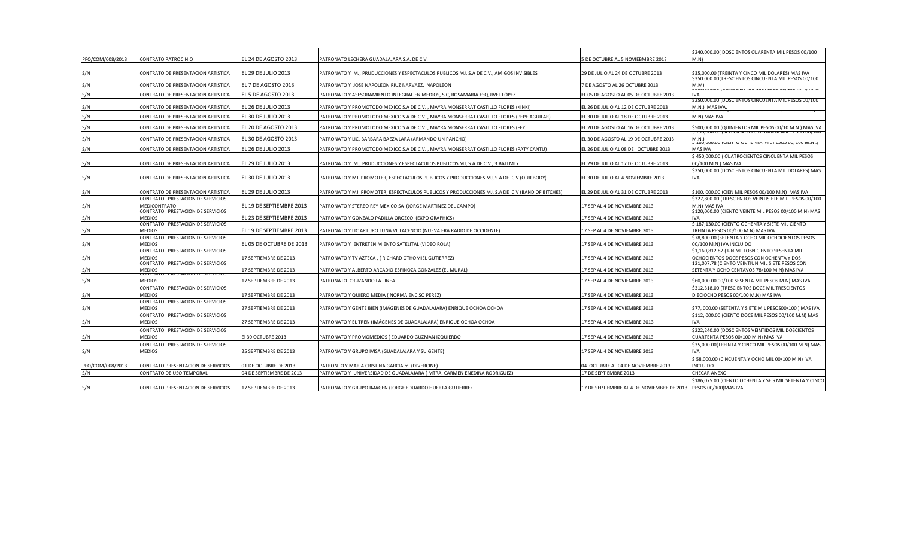| | | | | | |
|---|---|---|---|---|---|
| PFO/COM/008/2013 | CONTRATO PATROCINIO | EL 24 DE AGOSTO 2013 | PATRONATO LECHERA GUADALAJARA S.A. DE C.V. | 5 DE OCTUBRE AL 5 NOVIEBMBRE 2013 | $240,000.00( DOSCIENTOS CUARENTA MIL PESOS 00/100 M.N) |
| S/N | CONTRATO DE PRESENTACION ARTISTICA | EL 29 DE JULIO 2013 | PATRONATO Y MJ, PRUDUCCIONES Y ESPECTACULOS PUBLICOS MJ, S.A DE C.V., AMIGOS INVISIBLES | 29 DE JULIO AL 24 DE OCTUBRE 2013 | $35,000.00 (TREINTA Y CINCO MIL DOLARES) MAS IVA |
| S/N | CONTRATO DE PRESENTACION ARTISTICA | EL 7 DE AGOSTO 2013 | PATRONATO Y JOSE NAPOLEON RIUZ NARVAEZ, NAPOLEON | 7 DE AGOSTO AL 26 OCTUBRE 2013 | $350.000.00(TRESCIENTOS CINCUENTA MIL PESOS 00/100 M.M) |
| S/N | CONTRATO DE PRESENTACION ARTISTICA | EL 5 DE AGOSTO 2013 | PATRONATO Y ASESORAMIENTO INTEGRAL EN MEDIOS, S.C, ROSAMARIA ESQUIVEL LÓPEZ | EL 05 DE AGOSTO AL 05 DE OCTUBRE 2013 | IVA |
| S/N | CONTRATO DE PRESENTACION ARTISTICA | EL 26 DE JULIO 2013 | PATRONATO Y PROMOTODO MEXICO S.A DE C.V. , MAYRA MONSERRAT CASTILLO FLORES (KINKI) | EL 26 DE JULIO AL 12 DE OCTUBRE 2013 | $250,000.00 (DOSCIENTOS CINCUENTA MIL PESOS 00/100 M.N.) MAS IVA. |
| S/N | CONTRATO DE PRESENTACION ARTISTICA | EL 30 DE JULIO 2013 | PATRONATO Y PROMOTODO MEXICO S.A DE C.V. , MAYRA MONSERRAT CASTILLO FLORES (PEPE AGUILAR) | EL 30 DE JULIO AL 18 DE OCTUBRE 2013 | M.N) MAS IVA |
| S/N | CONTRATO DE PRESENTACION ARTISTICA | EL 20 DE AGOSTO 2013 | PATRONATO Y PROMOTODO MEXICO S.A DE C.V. , MAYRA MONSERRAT CASTILLO FLORES (FEY) | EL 20 DE AGOSTO AL 16 DE OCTUBRE 2013 | $500,000.00 (QUINIENTOS MIL PESOS 00/10 M.N ) MAS IVA |
| S/N | CONTRATO DE PRESENTACION ARTISTICA | EL 30 DE AGOSTO 2013 | PATRONATO Y LIC. BARBARA BAEZA LARA (ARMANDO UN PANCHO) | EL 30 DE AGOSTO AL 19 DE OCTUBRE 2013 | $ 750,000.00 (SETECIENTOS CINCUENTA MIL PESOS 00/100 M.N.) |
| S/N | CONTRATO DE PRESENTACION ARTISTICA | EL 26 DE JULIO 2013 | PATRONATO Y PROMOTODO MEXICO S.A DE C.V. , MAYRA MONSERRAT CASTILLO FLORES (PATY CANTU) | EL 26 DE JULIO AL 08 DE OCTUBRE 2013 | MAS IVA |
| S/N | CONTRATO DE PRESENTACION ARTISTICA | EL 29 DE JULIO 2013 | PATRONATO Y MJ, PRUDUCCIONES Y ESPECTACULOS PUBLICOS MJ, S.A DE C.V., 3 BALLMTY | EL 29 DE JULIO AL 17 DE OCTUBRE 2013 | $ 450,000.00 ( CUATROCIENTOS CINCUENTA MIL PESOS 00/100 M.N ) MAS IVA |
| S/N | CONTRATO DE PRESENTACION ARTISTICA | EL 30 DE JULIO 2013 | PATRONATO Y MJ PROMOTER, ESPECTACULOS PUBLICOS Y PRODUCCIONES MJ, S.A DE C.V (OUR BODY) | EL 30 DE JULIO AL 4 NOVIEMBRE 2013 | $250,000.00 (DOSCIENTOS CINCUENTA MIL DOLARES) MAS IVA |
| S/N | CONTRATO DE PRESENTACION ARTISTICA | EL 29 DE JULIO 2013 | PATRONATO Y MJ PROMOTER, ESPECTACULOS PUBLICOS Y PRODUCCIONES MJ, S.A DE C.V (BAND OF BITCHES) | EL 29 DE JULIO AL 31 DE OCTUBRE 2013 | $100, 000.00 (CIEN MIL PESOS 00/100 M.N) MAS IVA |
| S/N | CONTRATO PRESTACION DE SERVICIOS MEDICONTRATO | EL 19 DE SEPTIEMBRE 2013 | PATRONATO Y STEREO REY MEXICO SA (JORGE MARTINEZ DEL CAMPO) | 17 SEP AL 4 DE NOVIEMBRE 2013 | $327,800.00 (TRESCIENTOS VEINTISIETE MIL PESOS 00/100 M.N) MAS IVA |
| S/N | CONTRATO PRESTACION DE SERVICIOS MEDIOS | EL 23 DE SEPTIEMBRE 2013 | PATRONATO Y GONZALO PADILLA OROZCO (EXPO GRAPHICS) | 17 SEP AL 4 DE NOVIEMBRE 2013 | $120,000.00 (CIENTO VEINTE MIL PESOS 00/100 M.N) MAS IVA |
| S/N | CONTRATO PRESTACION DE SERVICIOS MEDIOS | EL 19 DE SEPTIEMBRE 2013 | PATRONATO Y LIC ARTURO LUNA VILLACENCIO (NUEVA ERA RADIO DE OCCIDENTE) | 17 SEP AL 4 DE NOVIEMBRE 2013 | $ 187,130.00 (CIENTO OCHENTA Y SIETE MIL CIENTO TREINTA PESOS 00/100 M.N) MAS IVA |
| S/N | CONTRATO PRESTACION DE SERVICIOS MEDIOS | EL 05 DE OCTUBRE DE 2013 | PATRONATO Y ENTRETENIMIENTO SATELITAL (VIDEO ROLA) | 17 SEP AL 4 DE NOVIEMBRE 2013 | $78,800.00 (SETENTA Y OCHO MIL OCHOCIENTOS PESOS 00/100 M.N) IVA INCLUIDO |
| S/N | CONTRATO PRESTACION DE SERVICIOS MEDIOS | 17 SEPTIEMBRE DE 2013 | PATRONATO Y TV AZTECA , ( RICHARD OTHOMIEL GUTIERREZ) | 17 SEP AL 4 DE NOVIEMBRE 2013 | $1,160,812.82 ( UN MILLOSN CIENTO SESENTA MIL OCHOCIENTOS DOCE PESOS CON OCHENTA Y DOS |
| S/N | CONTRATO PRESTACION DE SERVICIOS MEDIOS | 17 SEPTIEMBRE DE 2013 | PATRONATO Y ALBERTO ARCADIO ESPINOZA GONZALEZ (EL MURAL) | 17 SEP AL 4 DE NOVIEMBRE 2013 | 121,007.78 (CIENTO VEINTIUN MIL SIETE PESOS CON SETENTA Y OCHO CENTAVOS 78/100 M.N) MAS IVA |
| S/N | CONTRATO PRESTACION DE SERVICIOS MEDIOS | 17 SEPTIEMBRE DE 2013 | PATRONATO CRUZANDO LA LINEA | 17 SEP AL 4 DE NOVIEMBRE 2013 | $60,000.00 00/100 SESENTA MIL PESOS M.N) MAS IVA |
| S/N | CONTRATO PRESTACION DE SERVICIOS MEDIOS | 17 SEPTIEMBRE DE 2013 | PATRONATO Y QUIERO MEDIA ( NORMA ENCISO PEREZ) | 17 SEP AL 4 DE NOVIEMBRE 2013 | $312,318.00 (TRESCIENTOS DOCE MIL TRESCIENTOS DIECIOCHO PESOS 00/100 M.N) MAS IVA |
| S/N | CONTRATO PRESTACION DE SERVICIOS MEDIOS | 27 SEPTIEMBRE DE 2013 | PATRONATO Y GENTE BIEN (IMÁGENES DE GUADALAJARA) ENRIQUE OCHOA OCHOA | 17 SEP AL 4 DE NOVIEMBRE 2013 | $77, 000.00 (SETENTA Y SIETE MIL PESOS00/100 ) MAS IVA |
| S/N | CONTRATO PRESTACION DE SERVICIOS MEDIOS | 27 SEPTIEMBRE DE 2013 | PATRONATO Y EL TREN (IMÁGENES DE GUADALAJARA) ENRIQUE OCHOA OCHOA | 17 SEP AL 4 DE NOVIEMBRE 2013 | $112, 000.00 (CIENTO DOCE MIL PESOS 00/100 M.N) MAS IVA |
| S/N | CONTRATO PRESTACION DE SERVICIOS MEDIOS | El 30 OCTUBRE 2013 | PATRONATO Y PROMOMEDIOS ( EDUARDO GUZMAN IZQUIERDO | 17 SEP AL 4 DE NOVIEMBRE 2013 | $222,240.00 (DOSCIENTOS VEINTIDOS MIL DOSCIENTOS CUARENTA PESOS 00/100 M.N) MAS IVA |
| S/N | CONTRATO PRESTACION DE SERVICIOS MEDIOS | 25 SEPTIEMBRE DE 2013 | PATRONATO Y GRUPO IVISA (GUADALAJARA Y SU GENTE) | 17 SEP AL 4 DE NOVIEMBRE 2013 | $35,000.00(TREINTA Y CINCO MIL PESOS 00/100 M.N) MAS IVA |
| PFO/COM/008/2013 | CONTRATO PRESENTACION DE SERVICIOS | 01 DE OCTUBRE DE 2013 | PATRONTO Y MARIA CRISTINA GARCIA m. (DIVERCINE) | 04 OCTUBRE AL 04 DE NOVIEMBRE 2013 | $ 58,000.00 (CINCUENTA Y OCHO MIL 00/100 M.N) IVA INCLUIDO |
| S/N | CONTRATO DE USO TEMPORAL | 04 DE SEPTIEMBRE DE 2013 | PATRONATO Y UNIVERSIDAD DE GUADALAJARA ( MTRA. CARMEN ENEDINA RODRIGUEZ) | 17 DE SEPTIEMBRE 2013 | CHECAR ANEXO |
| S/N | CONTRATO PRESENTACION DE SERVICIOS | 17 SEPTIEMBRE DE 2013 | PATRONATO Y GRUPO IMAGEN (JORGE EDUARDO HUERTA GUTIERREZ | 17 DE SEPTIEMBRE AL 4 DE NOVIEMBRE DE 2013 | $186,075.00 (CIENTO OCHENTA Y SEIS MIL SETENTA Y CINCO PESOS 00/100)MAS IVA |